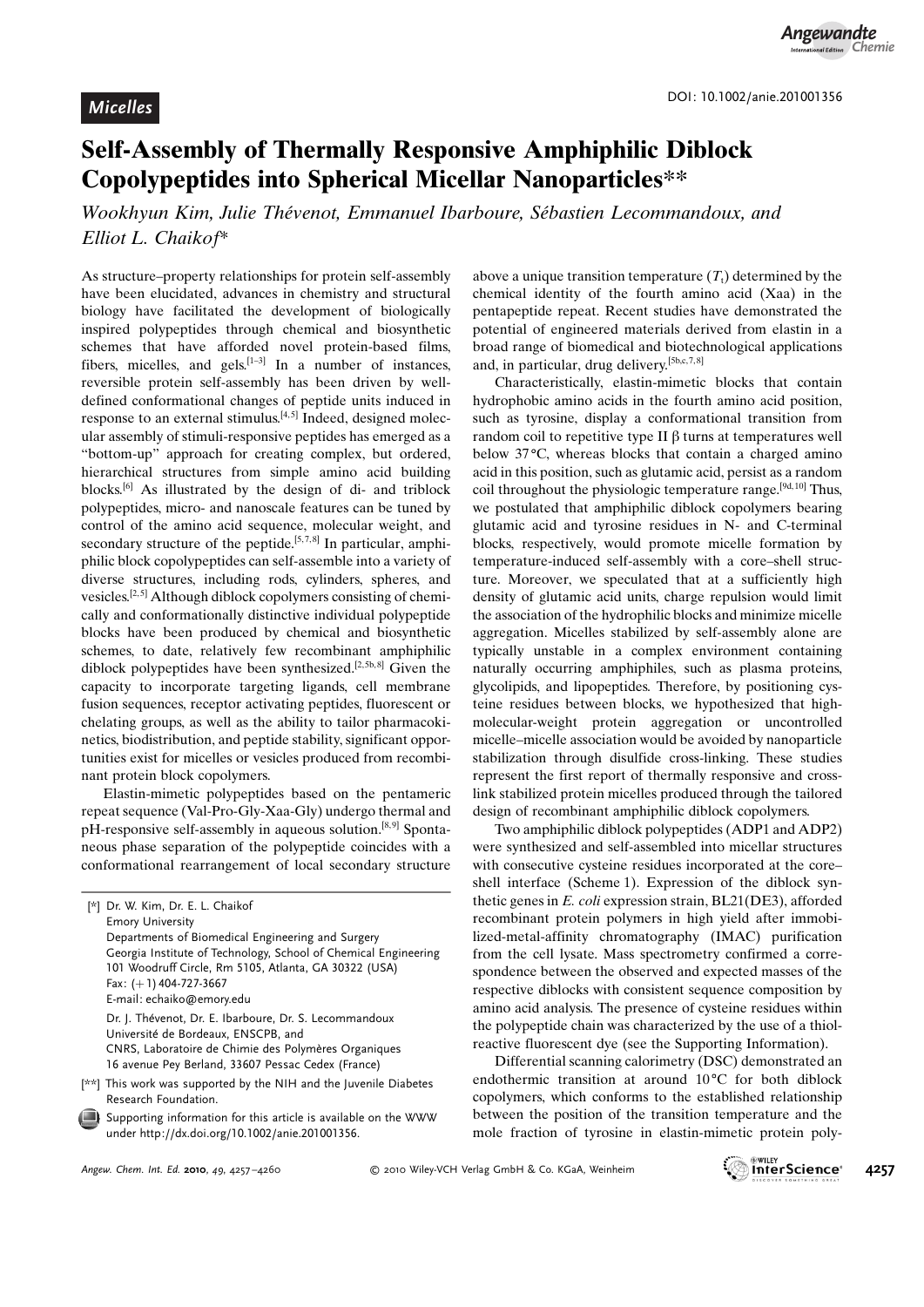## Micelles

# Self-Assembly of Thermally Responsive Amphiphilic Diblock Copolypeptides into Spherical Micellar Nanoparticles**

*Wookhyun Kim, Julie Thévenot, Emmanuel Ibarboure, Sébastien Lecommandoux, and Elliot L. Chaikof**

As structure–property relationships for protein self-assembly have been elucidated, advances in chemistry and structural biology have facilitated the development of biologically inspired polypeptides through chemical and biosynthetic schemes that have afforded novel protein-based films, fibers, micelles, and gels.[1–3] In a number of instances, reversible protein self-assembly has been driven by well-defined conformational changes of peptide units induced in response to an external stimulus.[4,5] Indeed, designed molecular assembly of stimuli-responsive peptides has emerged as a "bottom-up" approach for creating complex, but ordered, hierarchical structures from simple amino acid building blocks.[6] As illustrated by the design of di- and triblock polypeptides, micro- and nanoscale features can be tuned by control of the amino acid sequence, molecular weight, and secondary structure of the peptide.[5,7,8] In particular, amphiphilic block copolypeptides can self-assemble into a variety of diverse structures, including rods, cylinders, spheres, and vesicles.[2,5] Although diblock copolymers consisting of chemically and conformationally distinctive individual polypeptide blocks have been produced by chemical and biosynthetic schemes, to date, relatively few recombinant amphiphilic diblock polypeptides have been synthesized.[2,5b,8] Given the capacity to incorporate targeting ligands, cell membrane fusion sequences, receptor activating peptides, fluorescent or chelating groups, as well as the ability to tailor pharmacokinetics, biodistribution, and peptide stability, significant opportunities exist for micelles or vesicles produced from recombinant protein block copolymers.

Elastin-mimetic polypeptides based on the pentameric repeat sequence (Val-Pro-Gly-Xaa-Gly) undergo thermal and pH-responsive self-assembly in aqueous solution.[8,9] Spontaneous phase separation of the polypeptide coincides with a conformational rearrangement of local secondary structure above a unique transition temperature ($T_t$) determined by the chemical identity of the fourth amino acid (Xaa) in the pentapeptide repeat. Recent studies have demonstrated the potential of engineered materials derived from elastin in a broad range of biomedical and biotechnological applications and, in particular, drug delivery.[5b,c,7,8]

Characteristically, elastin-mimetic blocks that contain hydrophobic amino acids in the fourth amino acid position, such as tyrosine, display a conformational transition from random coil to repetitive type II β turns at temperatures well below 37 °C, whereas blocks that contain a charged amino acid in this position, such as glutamic acid, persist as a random coil throughout the physiologic temperature range.[9d,10] Thus, we postulated that amphiphilic diblock copolymers bearing glutamic acid and tyrosine residues in N- and C-terminal blocks, respectively, would promote micelle formation by temperature-induced self-assembly with a core–shell structure. Moreover, we speculated that at a sufficiently high density of glutamic acid units, charge repulsion would limit the association of the hydrophilic blocks and minimize micelle aggregation. Micelles stabilized by self-assembly alone are typically unstable in a complex environment containing naturally occurring amphiphiles, such as plasma proteins, glycolipids, and lipopeptides. Therefore, by positioning cysteine residues between blocks, we hypothesized that high-molecular-weight protein aggregation or uncontrolled micelle–micelle association would be avoided by nanoparticle stabilization through disulfide cross-linking. These studies represent the first report of thermally responsive and cross-link stabilized protein micelles produced through the tailored design of recombinant amphiphilic diblock copolymers.

Two amphiphilic diblock polypeptides (ADP1 and ADP2) were synthesized and self-assembled into micellar structures with consecutive cysteine residues incorporated at the core–shell interface (Scheme 1). Expression of the diblock synthetic genes in *E. coli* expression strain, BL21(DE3), afforded recombinant protein polymers in high yield after immobilized-metal-affinity chromatography (IMAC) purification from the cell lysate. Mass spectrometry confirmed a correspondence between the observed and expected masses of the respective diblocks with consistent sequence composition by amino acid analysis. The presence of cysteine residues within the polypeptide chain was characterized by the use of a thiol-reactive fluorescent dye (see the Supporting Information).

Differential scanning calorimetry (DSC) demonstrated an endothermic transition at around 10 °C for both diblock copolymers, which conforms to the established relationship between the position of the transition temperature and the mole fraction of tyrosine in elastin-mimetic protein poly-

---

[*] Dr. W. Kim, Dr. E. L. Chaikof
Emory University
Departments of Biomedical Engineering and Surgery
Georgia Institute of Technology, School of Chemical Engineering
101 Woodruff Circle, Rm 5105, Atlanta, GA 30322 (USA)
Fax: (+1) 404-727-3667
E-mail: echaiko@emory.edu

Dr. J. Thévenot, Dr. E. Ibarboure, Dr. S. Lecommandoux
Université de Bordeaux, ENSCPB, and
CNRS, Laboratoire de Chimie des Polymères Organiques
16 avenue Pey Berland, 33607 Pessac Cedex (France)

[**] This work was supported by the NIH and the Juvenile Diabetes Research Foundation.

Supporting information for this article is available on the WWW under http://dx.doi.org/10.1002/anie.201001356.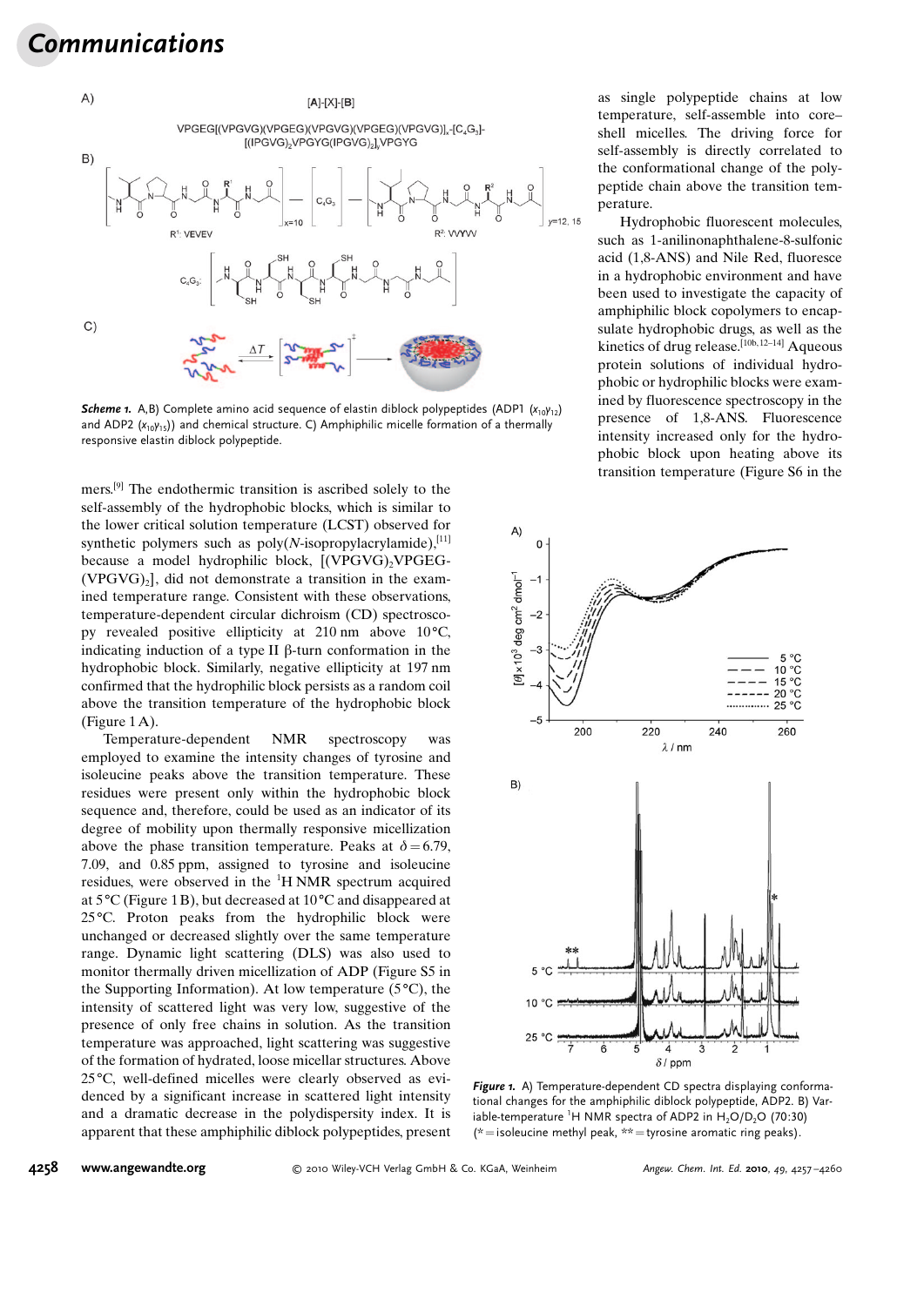A) [A]-[X]-[B]

VPGEG[(VPGVG)(VPGEG)(VPGVG)(VPGEG)(VPGVG)]$_x$-[$C_4G_3$]-[(IPGVG)$_2$VPGYG(IPGVG)$_2$]$_y$VPGYG

*Scheme 1.* A,B) Complete amino acid sequence of elastin diblock polypeptides (ADP1 ($x_{10}y_{12}$) and ADP2 ($x_{10}y_{15}$)) and chemical structure. C) Amphiphilic micelle formation of a thermally responsive elastin diblock polypeptide.

mers.[9] The endothermic transition is ascribed solely to the self-assembly of the hydrophobic blocks, which is similar to the lower critical solution temperature (LCST) observed for synthetic polymers such as poly(*N*-isopropylacrylamide),[11] because a model hydrophilic block, [(VPGVG)$_2$VPGEG-(VPGVG)$_2$], did not demonstrate a transition in the examined temperature range. Consistent with these observations, temperature-dependent circular dichroism (CD) spectroscopy revealed positive ellipticity at 210 nm above 10°C, indicating induction of a type II β-turn conformation in the hydrophobic block. Similarly, negative ellipticity at 197 nm confirmed that the hydrophilic block persists as a random coil above the transition temperature of the hydrophobic block (Figure 1A).

Temperature-dependent NMR spectroscopy was employed to examine the intensity changes of tyrosine and isoleucine peaks above the transition temperature. These residues were present only within the hydrophobic block sequence and, therefore, could be used as an indicator of its degree of mobility upon thermally responsive micellization above the phase transition temperature. Peaks at $\delta = 6.79$, 7.09, and 0.85 ppm, assigned to tyrosine and isoleucine residues, were observed in the $^1$H NMR spectrum acquired at 5°C (Figure 1B), but decreased at 10°C and disappeared at 25°C. Proton peaks from the hydrophilic block were unchanged or decreased slightly over the same temperature range. Dynamic light scattering (DLS) was also used to monitor thermally driven micellization of ADP (Figure S5 in the Supporting Information). At low temperature (5°C), the intensity of scattered light was very low, suggestive of the presence of only free chains in solution. As the transition temperature was approached, light scattering was suggestive of the formation of hydrated, loose micellar structures. Above 25°C, well-defined micelles were clearly observed as evidenced by a significant increase in scattered light intensity and a dramatic decrease in the polydispersity index. It is apparent that these amphiphilic diblock polypeptides, present as single polypeptide chains at low temperature, self-assemble into core–shell micelles. The driving force for self-assembly is directly correlated to the conformational change of the polypeptide chain above the transition temperature.

Hydrophobic fluorescent molecules, such as 1-anilinonaphthalene-8-sulfonic acid (1,8-ANS) and Nile Red, fluoresce in a hydrophobic environment and have been used to investigate the capacity of amphiphilic block copolymers to encapsulate hydrophobic drugs, as well as the kinetics of drug release.[10b,12–14] Aqueous protein solutions of individual hydrophobic or hydrophilic blocks were examined by fluorescence spectroscopy in the presence of 1,8-ANS. Fluorescence intensity increased only for the hydrophobic block upon heating above its transition temperature (Figure S6 in the

*Figure 1.* A) Temperature-dependent CD spectra displaying conformational changes for the amphiphilic diblock polypeptide, ADP2. B) Variable-temperature $^1$H NMR spectra of ADP2 in $H_2O/D_2O$ (70:30) (* = isoleucine methyl peak, ** = tyrosine aromatic ring peaks).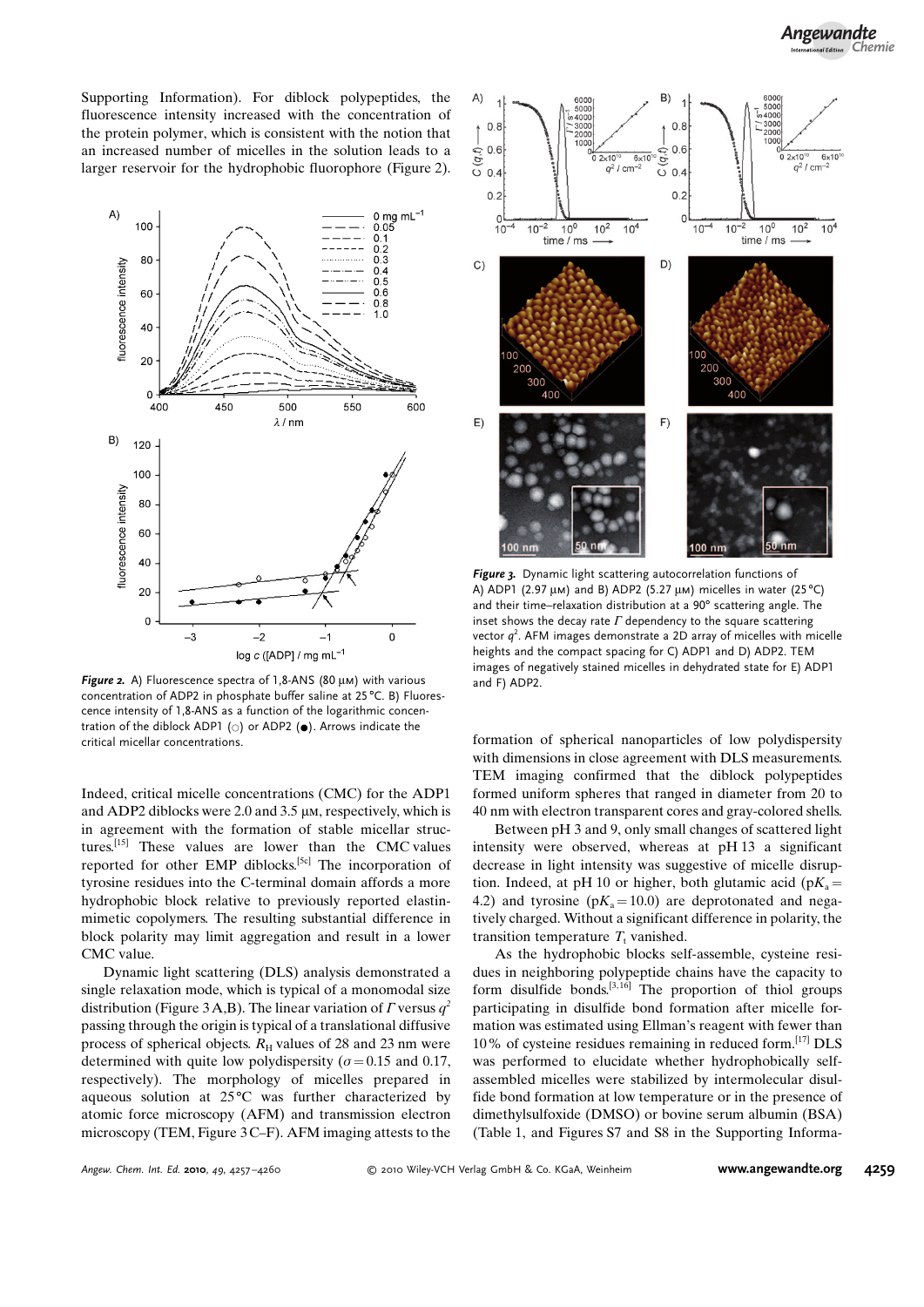Supporting Information). For diblock polypeptides, the fluorescence intensity increased with the concentration of the protein polymer, which is consistent with the notion that an increased number of micelles in the solution leads to a larger reservoir for the hydrophobic fluorophore (Figure 2).

**Figure 2.** A) Fluorescence spectra of 1,8-ANS (80 μM) with various concentration of ADP2 in phosphate buffer saline at 25 °C. B) Fluorescence intensity of 1,8-ANS as a function of the logarithmic concentration of the diblock ADP1 (○) or ADP2 (●). Arrows indicate the critical micellar concentrations.

Indeed, critical micelle concentrations (CMC) for the ADP1 and ADP2 diblocks were 2.0 and 3.5 μM, respectively, which is in agreement with the formation of stable micellar structures.[15] These values are lower than the CMC values reported for other EMP diblocks.[5c] The incorporation of tyrosine residues into the C-terminal domain affords a more hydrophobic block relative to previously reported elastin-mimetic copolymers. The resulting substantial difference in block polarity may limit aggregation and result in a lower CMC value.

Dynamic light scattering (DLS) analysis demonstrated a single relaxation mode, which is typical of a monomodal size distribution (Figure 3 A,B). The linear variation of $\Gamma$ versus $q^2$ passing through the origin is typical of a translational diffusive process of spherical objects. $R_H$ values of 28 and 23 nm were determined with quite low polydispersity ($\sigma = 0.15$ and 0.17, respectively). The morphology of micelles prepared in aqueous solution at 25 °C was further characterized by atomic force microscopy (AFM) and transmission electron microscopy (TEM, Figure 3 C–F). AFM imaging attests to the formation of spherical nanoparticles of low polydispersity with dimensions in close agreement with DLS measurements. TEM imaging confirmed that the diblock polypeptides formed uniform spheres that ranged in diameter from 20 to 40 nm with electron transparent cores and gray-colored shells.

**Figure 3.** Dynamic light scattering autocorrelation functions of A) ADP1 (2.97 μM) and B) ADP2 (5.27 μM) micelles in water (25 °C) and their time–relaxation distribution at a 90° scattering angle. The inset shows the decay rate $\Gamma$ dependency to the square scattering vector $q^2$. AFM images demonstrate a 2D array of micelles with micelle heights and the compact spacing for C) ADP1 and D) ADP2. TEM images of negatively stained micelles in dehydrated state for E) ADP1 and F) ADP2.

Between pH 3 and 9, only small changes of scattered light intensity were observed, whereas at pH 13 a significant decrease in light intensity was suggestive of micelle disruption. Indeed, at pH 10 or higher, both glutamic acid ($pK_a = 4.2$) and tyrosine ($pK_a = 10.0$) are deprotonated and negatively charged. Without a significant difference in polarity, the transition temperature $T_t$ vanished.

As the hydrophobic blocks self-assemble, cysteine residues in neighboring polypeptide chains have the capacity to form disulfide bonds.[3,16] The proportion of thiol groups participating in disulfide bond formation after micelle formation was estimated using Ellman's reagent with fewer than 10% of cysteine residues remaining in reduced form.[17] DLS was performed to elucidate whether hydrophobically self-assembled micelles were stabilized by intermolecular disulfide bond formation at low temperature or in the presence of dimethylsulfoxide (DMSO) or bovine serum albumin (BSA) (Table 1, and Figures S7 and S8 in the Supporting Informa-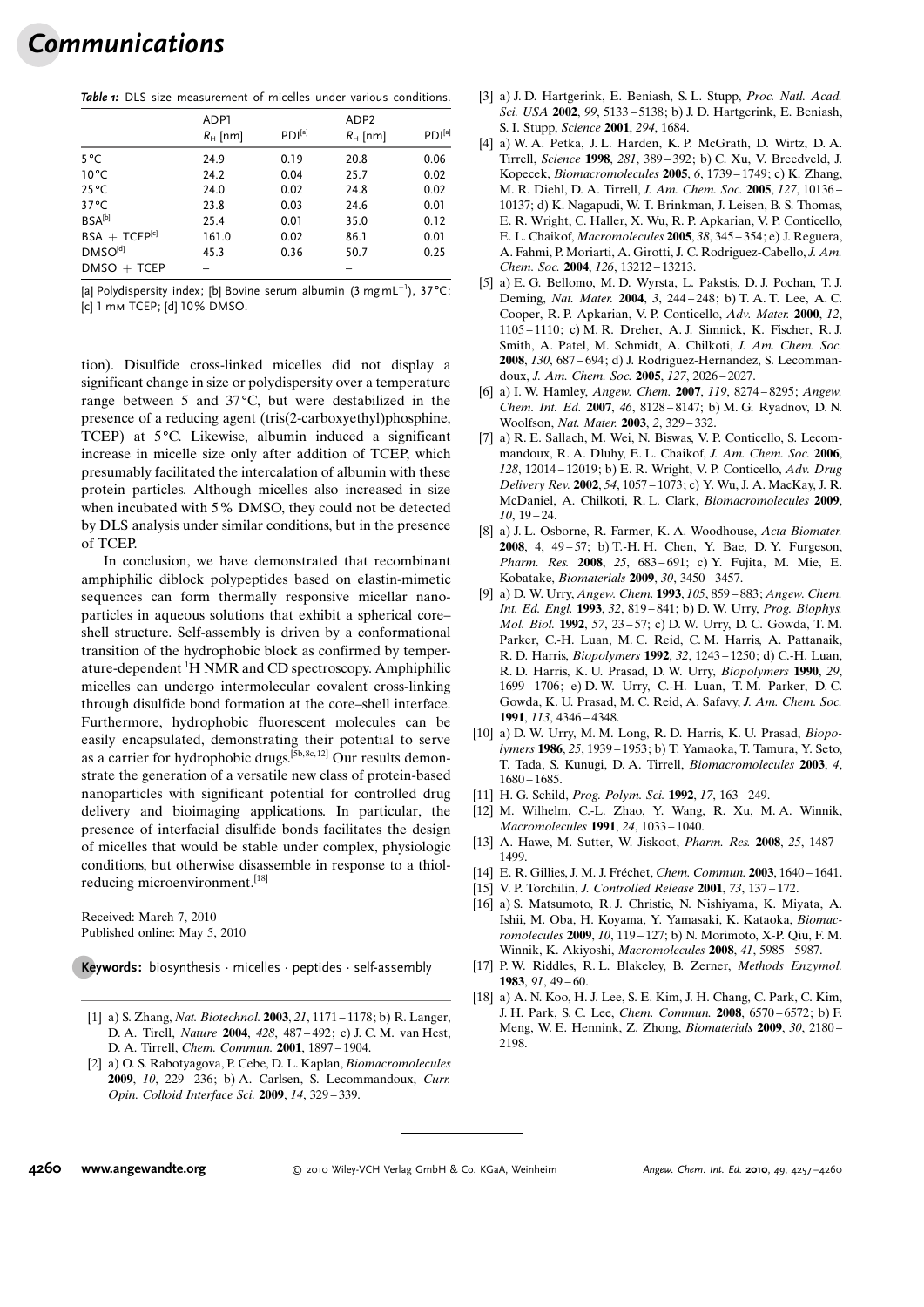**Table 1:** DLS size measurement of micelles under various conditions.

| | ADP1 $R_H$ [nm] | PDI[a] | ADP2 $R_H$ [nm] | PDI[a] |
|---|---|---|---|---|
| 5 °C | 24.9 | 0.19 | 20.8 | 0.06 |
| 10 °C | 24.2 | 0.04 | 25.7 | 0.02 |
| 25 °C | 24.0 | 0.02 | 24.8 | 0.02 |
| 37 °C | 23.8 | 0.03 | 24.6 | 0.01 |
| BSA[b] | 25.4 | 0.01 | 35.0 | 0.12 |
| BSA + TCEP[c] | 161.0 | 0.02 | 86.1 | 0.01 |
| DMSO[d] | 45.3 | 0.36 | 50.7 | 0.25 |
| DMSO + TCEP | – | | – | |

[a] Polydispersity index; [b] Bovine serum albumin (3 mg mL$^{-1}$), 37 °C; [c] 1 mM TCEP; [d] 10% DMSO.

tion). Disulfide cross-linked micelles did not display a significant change in size or polydispersity over a temperature range between 5 and 37 °C, but were destabilized in the presence of a reducing agent (tris(2-carboxyethyl)phosphine, TCEP) at 5 °C. Likewise, albumin induced a significant increase in micelle size only after addition of TCEP, which presumably facilitated the intercalation of albumin with these protein particles. Although micelles also increased in size when incubated with 5% DMSO, they could not be detected by DLS analysis under similar conditions, but in the presence of TCEP.

In conclusion, we have demonstrated that recombinant amphiphilic diblock polypeptides based on elastin-mimetic sequences can form thermally responsive micellar nanoparticles in aqueous solutions that exhibit a spherical core–shell structure. Self-assembly is driven by a conformational transition of the hydrophobic block as confirmed by temperature-dependent $^1$H NMR and CD spectroscopy. Amphiphilic micelles can undergo intermolecular covalent cross-linking through disulfide bond formation at the core–shell interface. Furthermore, hydrophobic fluorescent molecules can be easily encapsulated, demonstrating their potential to serve as a carrier for hydrophobic drugs.[5b,8c,12] Our results demonstrate the generation of a versatile new class of protein-based nanoparticles with significant potential for controlled drug delivery and bioimaging applications. In particular, the presence of interfacial disulfide bonds facilitates the design of micelles that would be stable under complex, physiologic conditions, but otherwise disassemble in response to a thiol-reducing microenvironment.[18]

Received: March 7, 2010
Published online: May 5, 2010

**Keywords:** biosynthesis · micelles · peptides · self-assembly

[1] a) S. Zhang, *Nat. Biotechnol.* **2003**, *21*, 1171–1178; b) R. Langer, D. A. Tirell, *Nature* **2004**, *428*, 487–492; c) J. C. M. van Hest, D. A. Tirrell, *Chem. Commun.* **2001**, 1897–1904.

[2] a) O. S. Rabotyagova, P. Cebe, D. L. Kaplan, *Biomacromolecules* **2009**, *10*, 229–236; b) A. Carlsen, S. Lecommandoux, *Curr. Opin. Colloid Interface Sci.* **2009**, *14*, 329–339.

[3] a) J. D. Hartgerink, E. Beniash, S. L. Stupp, *Proc. Natl. Acad. Sci. USA* **2002**, *99*, 5133–5138; b) J. D. Hartgerink, E. Beniash, S. I. Stupp, *Science* **2001**, *294*, 1684.

[4] a) W. A. Petka, J. L. Harden, K. P. McGrath, D. Wirtz, D. A. Tirrell, *Science* **1998**, *281*, 389–392; b) C. Xu, V. Breedveld, J. Kopecek, *Biomacromolecules* **2005**, *6*, 1739–1749; c) K. Zhang, M. R. Diehl, D. A. Tirrell, *J. Am. Chem. Soc.* **2005**, *127*, 10136–10137; d) K. Nagapudi, W. T. Brinkman, J. Leisen, B. S. Thomas, E. R. Wright, C. Haller, X. Wu, R. P. Apkarian, V. P. Conticello, E. L. Chaikof, *Macromolecules* **2005**, *38*, 345–354; e) J. Reguera, A. Fahmi, P. Moriarti, A. Girotti, J. C. Rodriguez-Cabello, *J. Am. Chem. Soc.* **2004**, *126*, 13212–13213.

[5] a) E. G. Bellomo, M. D. Wyrsta, L. Pakstis, D. J. Pochan, T. J. Deming, *Nat. Mater.* **2004**, *3*, 244–248; b) T. A. T. Lee, A. C. Cooper, R. P. Apkarian, V. P. Conticello, *Adv. Mater.* **2000**, *12*, 1105–1110; c) M. R. Dreher, A. J. Simnick, K. Fischer, R. J. Smith, A. Patel, M. Schmidt, A. Chilkoti, *J. Am. Chem. Soc.* **2008**, *130*, 687–694; d) J. Rodriguez-Hernandez, S. Lecommandoux, *J. Am. Chem. Soc.* **2005**, *127*, 2026–2027.

[6] a) I. W. Hamley, *Angew. Chem.* **2007**, *119*, 8274–8295; *Angew. Chem. Int. Ed.* **2007**, *46*, 8128–8147; b) M. G. Ryadnov, D. N. Woolfson, *Nat. Mater.* **2003**, *2*, 329–332.

[7] a) R. E. Sallach, M. Wei, N. Biswas, V. P. Conticello, S. Lecommandoux, R. A. Dluhy, E. L. Chaikof, *J. Am. Chem. Soc.* **2006**, *128*, 12014–12019; b) E. R. Wright, V. P. Conticello, *Adv. Drug Delivery Rev.* **2002**, *54*, 1057–1073; c) Y. Wu, J. A. MacKay, J. R. McDaniel, A. Chilkoti, R. L. Clark, *Biomacromolecules* **2009**, *10*, 19–24.

[8] a) J. L. Osborne, R. Farmer, K. A. Woodhouse, *Acta Biomater.* **2008**, 4, 49–57; b) T.-H. H. Chen, Y. Bae, D. Y. Furgeson, *Pharm. Res.* **2008**, *25*, 683–691; c) Y. Fujita, M. Mie, E. Kobatake, *Biomaterials* **2009**, *30*, 3450–3457.

[9] a) D. W. Urry, *Angew. Chem.* **1993**, *105*, 859–883; *Angew. Chem. Int. Ed. Engl.* **1993**, *32*, 819–841; b) D. W. Urry, *Prog. Biophys. Mol. Biol.* **1992**, *57*, 23–57; c) D. W. Urry, D. C. Gowda, T. M. Parker, C.-H. Luan, M. C. Reid, C. M. Harris, A. Pattanaik, R. D. Harris, *Biopolymers* **1992**, *32*, 1243–1250; d) C.-H. Luan, R. D. Harris, K. U. Prasad, D. W. Urry, *Biopolymers* **1990**, *29*, 1699–1706; e) D. W. Urry, C.-H. Luan, T. M. Parker, D. C. Gowda, K. U. Prasad, M. C. Reid, A. Safavy, *J. Am. Chem. Soc.* **1991**, *113*, 4346–4348.

[10] a) D. W. Urry, M. M. Long, R. D. Harris, K. U. Prasad, *Biopolymers* **1986**, *25*, 1939–1953; b) T. Yamaoka, T. Tamura, Y. Seto, T. Tada, S. Kunugi, D. A. Tirrell, *Biomacromolecules* **2003**, *4*, 1680–1685.

[11] H. G. Schild, *Prog. Polym. Sci.* **1992**, *17*, 163–249.

[12] M. Wilhelm, C.-L. Zhao, Y. Wang, R. Xu, M. A. Winnik, *Macromolecules* **1991**, *24*, 1033–1040.

[13] A. Hawe, M. Sutter, W. Jiskoot, *Pharm. Res.* **2008**, *25*, 1487–1499.

[14] E. R. Gillies, J. M. J. Fréchet, *Chem. Commun.* **2003**, 1640–1641.

[15] V. P. Torchilin, *J. Controlled Release* **2001**, *73*, 137–172.

[16] a) S. Matsumoto, R. J. Christie, N. Nishiyama, K. Miyata, A. Ishii, M. Oba, H. Koyama, Y. Yamasaki, K. Kataoka, *Biomacromolecules* **2009**, *10*, 119–127; b) N. Morimoto, X-P. Qiu, F. M. Winnik, K. Akiyoshi, *Macromolecules* **2008**, *41*, 5985–5987.

[17] P. W. Riddles, R. L. Blakeley, B. Zerner, *Methods Enzymol.* **1983**, *91*, 49–60.

[18] a) A. N. Koo, H. J. Lee, S. E. Kim, J. H. Chang, C. Park, C. Kim, J. H. Park, S. C. Lee, *Chem. Commun.* **2008**, 6570–6572; b) F. Meng, W. E. Hennink, Z. Zhong, *Biomaterials* **2009**, *30*, 2180–2198.